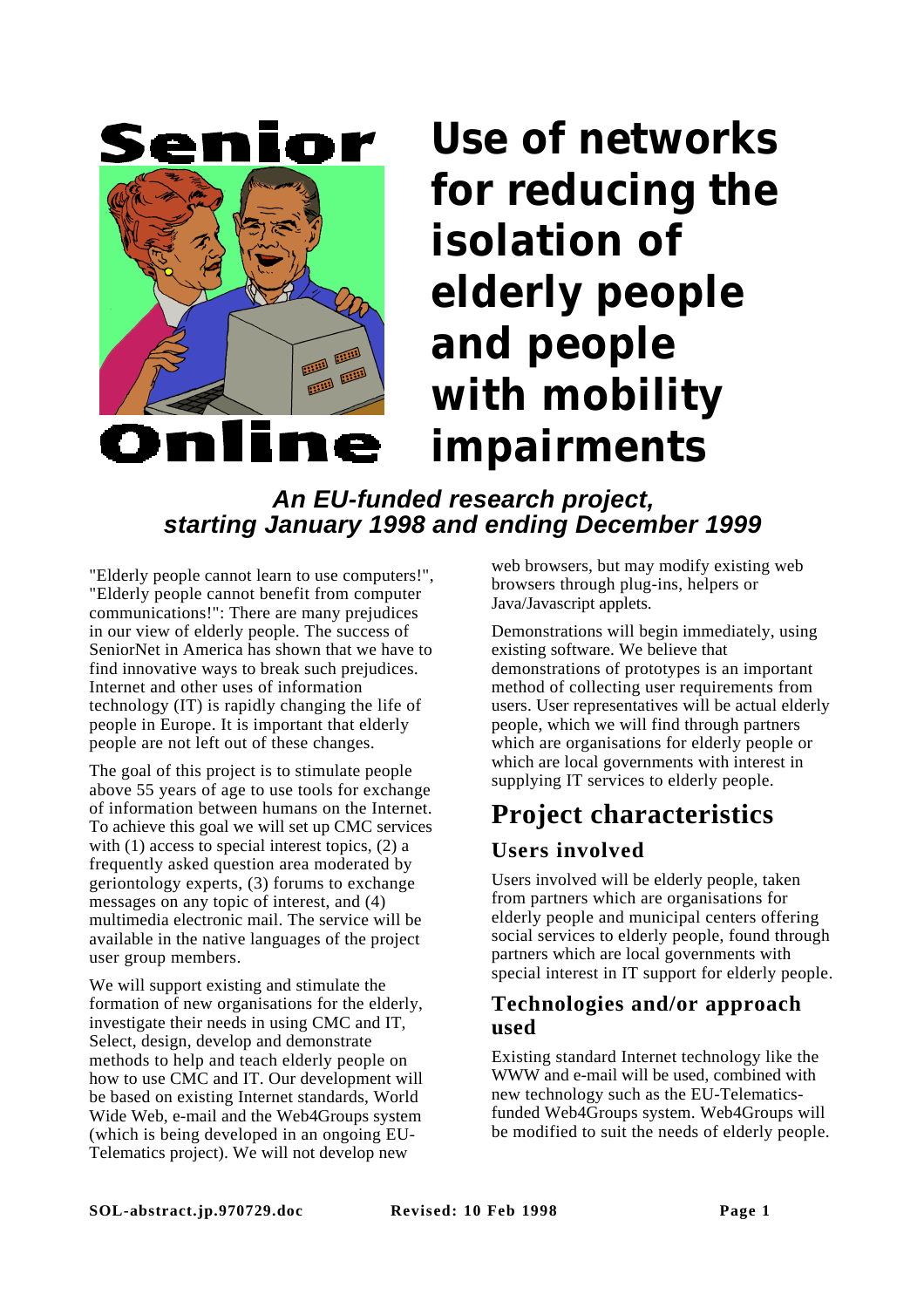Senior Online

# Use of networks for reducing the isolation of elderly people and people with mobility impairments

***An EU-funded research project, starting January 1998 and ending December 1999***

"Elderly people cannot learn to use computers!", "Elderly people cannot benefit from computer communications!": There are many prejudices in our view of elderly people. The success of SeniorNet in America has shown that we have to find innovative ways to break such prejudices. Internet and other uses of information technology (IT) is rapidly changing the life of people in Europe. It is important that elderly people are not left out of these changes.

The goal of this project is to stimulate people above 55 years of age to use tools for exchange of information between humans on the Internet. To achieve this goal we will set up CMC services with (1) access to special interest topics, (2) a frequently asked question area moderated by geriontology experts, (3) forums to exchange messages on any topic of interest, and (4) multimedia electronic mail. The service will be available in the native languages of the project user group members.

We will support existing and stimulate the formation of new organisations for the elderly, investigate their needs in using CMC and IT, Select, design, develop and demonstrate methods to help and teach elderly people on how to use CMC and IT. Our development will be based on existing Internet standards, World Wide Web, e-mail and the Web4Groups system (which is being developed in an ongoing EU-Telematics project). We will not develop new web browsers, but may modify existing web browsers through plug-ins, helpers or Java/Javascript applets.

Demonstrations will begin immediately, using existing software. We believe that demonstrations of prototypes is an important method of collecting user requirements from users. User representatives will be actual elderly people, which we will find through partners which are organisations for elderly people or which are local governments with interest in supplying IT services to elderly people.

## Project characteristics

### Users involved

Users involved will be elderly people, taken from partners which are organisations for elderly people and municipal centers offering social services to elderly people, found through partners which are local governments with special interest in IT support for elderly people.

### Technologies and/or approach used

Existing standard Internet technology like the WWW and e-mail will be used, combined with new technology such as the EU-Telematics-funded Web4Groups system. Web4Groups will be modified to suit the needs of elderly people.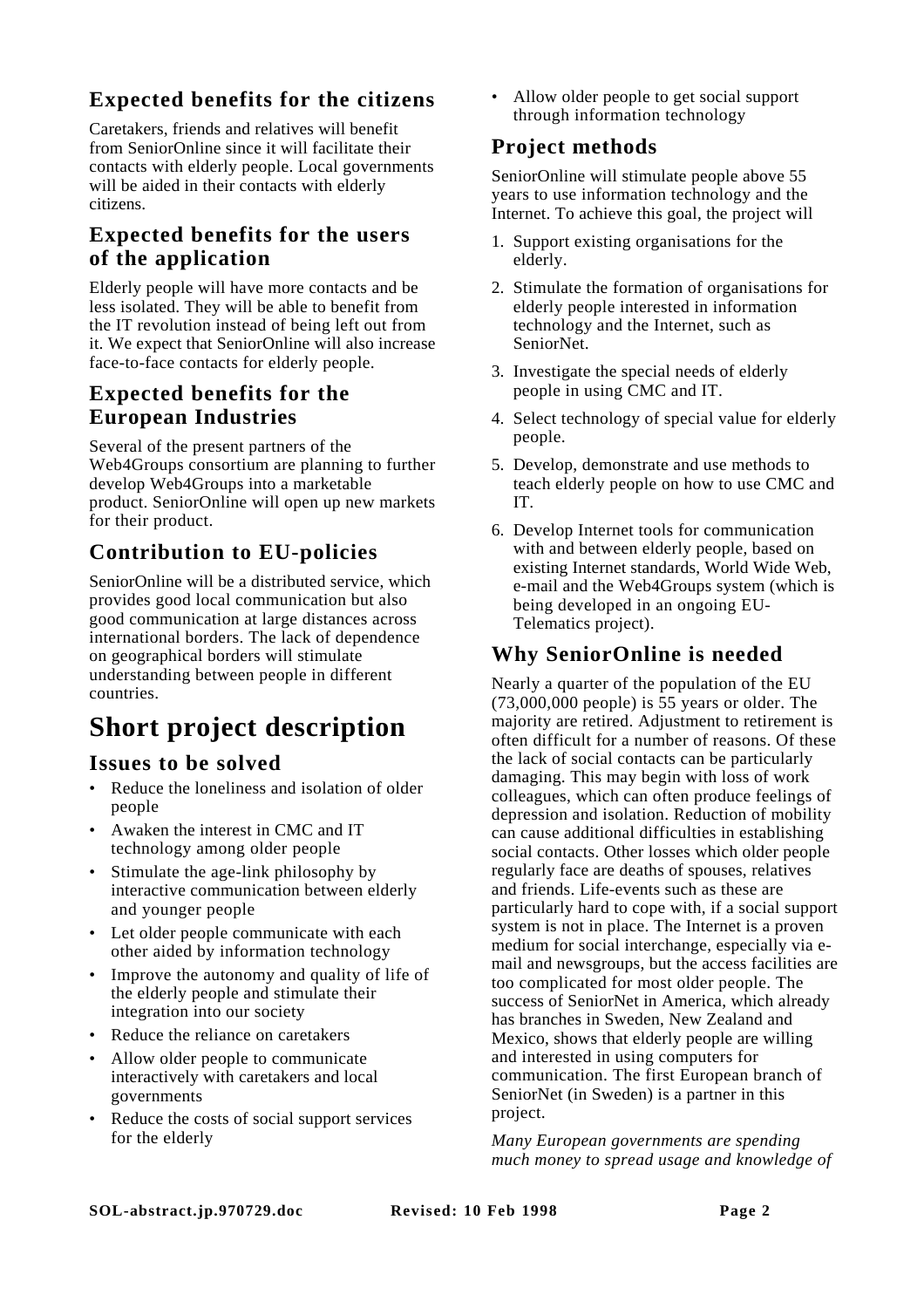### Expected benefits for the citizens

Caretakers, friends and relatives will benefit from SeniorOnline since it will facilitate their contacts with elderly people. Local governments will be aided in their contacts with elderly citizens.

### Expected benefits for the users of the application

Elderly people will have more contacts and be less isolated. They will be able to benefit from the IT revolution instead of being left out from it. We expect that SeniorOnline will also increase face-to-face contacts for elderly people.

### Expected benefits for the European Industries

Several of the present partners of the Web4Groups consortium are planning to further develop Web4Groups into a marketable product. SeniorOnline will open up new markets for their product.

### Contribution to EU-policies

SeniorOnline will be a distributed service, which provides good local communication but also good communication at large distances across international borders. The lack of dependence on geographical borders will stimulate understanding between people in different countries.

# Short project description

### Issues to be solved

- Reduce the loneliness and isolation of older people
- Awaken the interest in CMC and IT technology among older people
- Stimulate the age-link philosophy by interactive communication between elderly and younger people
- Let older people communicate with each other aided by information technology
- Improve the autonomy and quality of life of the elderly people and stimulate their integration into our society
- Reduce the reliance on caretakers
- Allow older people to communicate interactively with caretakers and local governments
- Reduce the costs of social support services for the elderly
- Allow older people to get social support through information technology

### Project methods

SeniorOnline will stimulate people above 55 years to use information technology and the Internet. To achieve this goal, the project will

1. Support existing organisations for the elderly.
2. Stimulate the formation of organisations for elderly people interested in information technology and the Internet, such as SeniorNet.
3. Investigate the special needs of elderly people in using CMC and IT.
4. Select technology of special value for elderly people.
5. Develop, demonstrate and use methods to teach elderly people on how to use CMC and IT.
6. Develop Internet tools for communication with and between elderly people, based on existing Internet standards, World Wide Web, e-mail and the Web4Groups system (which is being developed in an ongoing EU-Telematics project).

### Why SeniorOnline is needed

Nearly a quarter of the population of the EU (73,000,000 people) is 55 years or older. The majority are retired. Adjustment to retirement is often difficult for a number of reasons. Of these the lack of social contacts can be particularly damaging. This may begin with loss of work colleagues, which can often produce feelings of depression and isolation. Reduction of mobility can cause additional difficulties in establishing social contacts. Other losses which older people regularly face are deaths of spouses, relatives and friends. Life-events such as these are particularly hard to cope with, if a social support system is not in place. The Internet is a proven medium for social interchange, especially via e-mail and newsgroups, but the access facilities are too complicated for most older people. The success of SeniorNet in America, which already has branches in Sweden, New Zealand and Mexico, shows that elderly people are willing and interested in using computers for communication. The first European branch of SeniorNet (in Sweden) is a partner in this project.

*Many European governments are spending much money to spread usage and knowledge of*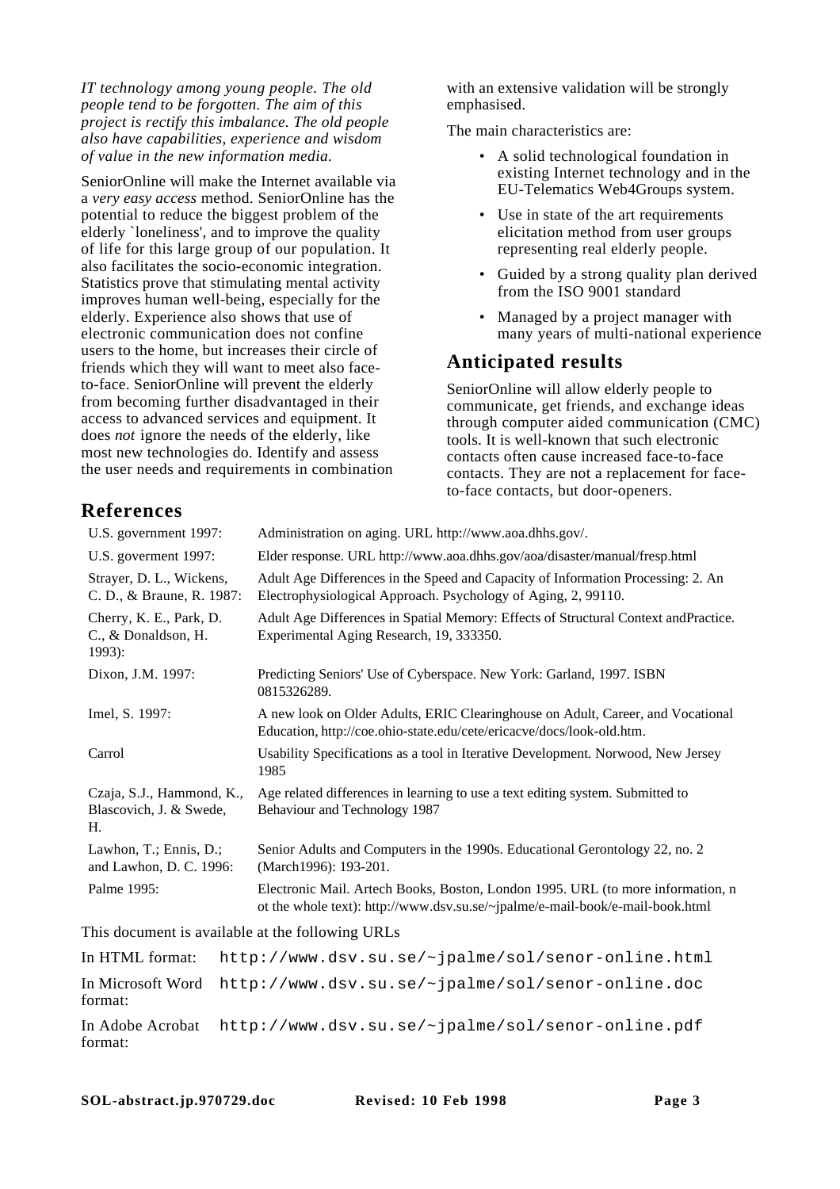*IT technology among young people. The old people tend to be forgotten. The aim of this project is rectify this imbalance. The old people also have capabilities, experience and wisdom of value in the new information media.*

SeniorOnline will make the Internet available via a *very easy access* method. SeniorOnline has the potential to reduce the biggest problem of the elderly `loneliness', and to improve the quality of life for this large group of our population. It also facilitates the socio-economic integration. Statistics prove that stimulating mental activity improves human well-being, especially for the elderly. Experience also shows that use of electronic communication does not confine users to the home, but increases their circle of friends which they will want to meet also face-to-face. SeniorOnline will prevent the elderly from becoming further disadvantaged in their access to advanced services and equipment. It does *not* ignore the needs of the elderly, like most new technologies do. Identify and assess the user needs and requirements in combination with an extensive validation will be strongly emphasised.

The main characteristics are:

- A solid technological foundation in existing Internet technology and in the EU-Telematics Web4Groups system.
- Use in state of the art requirements elicitation method from user groups representing real elderly people.
- Guided by a strong quality plan derived from the ISO 9001 standard
- Managed by a project manager with many years of multi-national experience

## Anticipated results

SeniorOnline will allow elderly people to communicate, get friends, and exchange ideas through computer aided communication (CMC) tools. It is well-known that such electronic contacts often cause increased face-to-face contacts. They are not a replacement for face-to-face contacts, but door-openers.

## References

| | |
|---|---|
| U.S. government 1997: | Administration on aging. URL http://www.aoa.dhhs.gov/. |
| U.S. goverment 1997: | Elder response. URL http://www.aoa.dhhs.gov/aoa/disaster/manual/fresp.html |
| Strayer, D. L., Wickens, C. D., & Braune, R. 1987: | Adult Age Differences in the Speed and Capacity of Information Processing: 2. An Electrophysiological Approach. Psychology of Aging, 2, 99110. |
| Cherry, K. E., Park, D. C., & Donaldson, H. 1993): | Adult Age Differences in Spatial Memory: Effects of Structural Context andPractice. Experimental Aging Research, 19, 333350. |
| Dixon, J.M. 1997: | Predicting Seniors' Use of Cyberspace. New York: Garland, 1997. ISBN 0815326289. |
| Imel, S. 1997: | A new look on Older Adults, ERIC Clearinghouse on Adult, Career, and Vocational Education, http://coe.ohio-state.edu/cete/ericacve/docs/look-old.htm. |
| Carrol | Usability Specifications as a tool in Iterative Development. Norwood, New Jersey 1985 |
| Czaja, S.J., Hammond, K., Blascovich, J. & Swede, H. | Age related differences in learning to use a text editing system. Submitted to Behaviour and Technology 1987 |
| Lawhon, T.; Ennis, D.; and Lawhon, D. C. 1996: | Senior Adults and Computers in the 1990s. Educational Gerontology 22, no. 2 (March1996): 193-201. |
| Palme 1995: | Electronic Mail. Artech Books, Boston, London 1995. URL (to more information, n ot the whole text): http://www.dsv.su.se/~jpalme/e-mail-book/e-mail-book.html |

This document is available at the following URLs

| | |
|---|---|
| In HTML format: | `http://www.dsv.su.se/~jpalme/sol/senor-online.html` |
| In Microsoft Word format: | `http://www.dsv.su.se/~jpalme/sol/senor-online.doc` |
| In Adobe Acrobat format: | `http://www.dsv.su.se/~jpalme/sol/senor-online.pdf` |